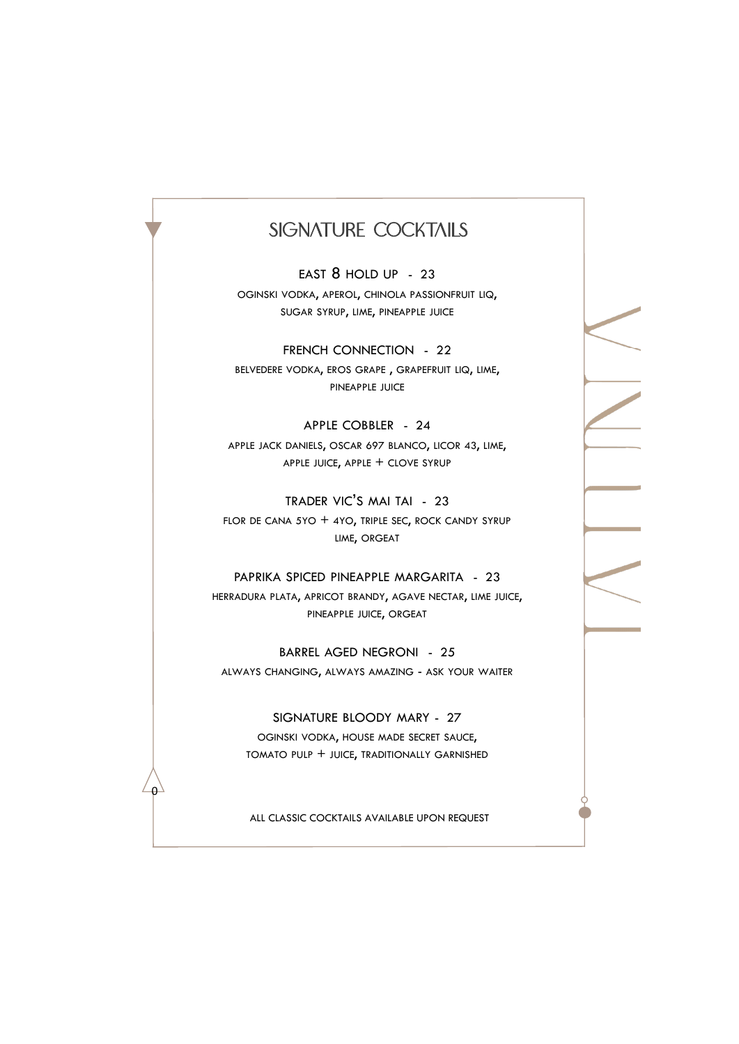# SIGNATURE COCKTAILS

### EAST 8 HOLD UP - 23

OGINSKI VODKA, APEROL, CHINOLA PASSIONFRUIT LIQ, SUGAR SYRUP, LIME, PINEAPPLE JUICE

### FRENCH CONNECTION - 22

BELVEDERE VODKA, EROS GRAPE , GRAPEFRUIT LIQ, LIME, PINEAPPLE JUICE

### APPLE COBBLER - 24

APPLE JACK DANIELS, OSCAR 697 BLANCO, LICOR 43, LIME, APPLE JUICE, APPLE + CLOVE SYRUP

### TRADER VIC'S MAI TAI - 23

FLOR DE CANA 5YO + 4YO, TRIPLE SEC, ROCK CANDY SYRUP LIME, ORGEAT

### PAPRIKA SPICED PINEAPPLE MARGARITA - 23

HERRADURA PLATA, APRICOT BRANDY, AGAVE NECTAR, LIME JUICE, PINEAPPLE JUICE, ORGEAT

### BARREL AGED NEGRONI - 25

ALWAYS CHANGING, ALWAYS AMAZING - ASK YOUR WAITER

### SIGNATURE BLOODY MARY - 27

OGINSKI VODKA, HOUSE MADE SECRET SAUCE, TOMATO PULP + JUICE, TRADITIONALLY GARNISHED

ALL CLASSIC COCKTAILS AVAILABLE UPON REQUEST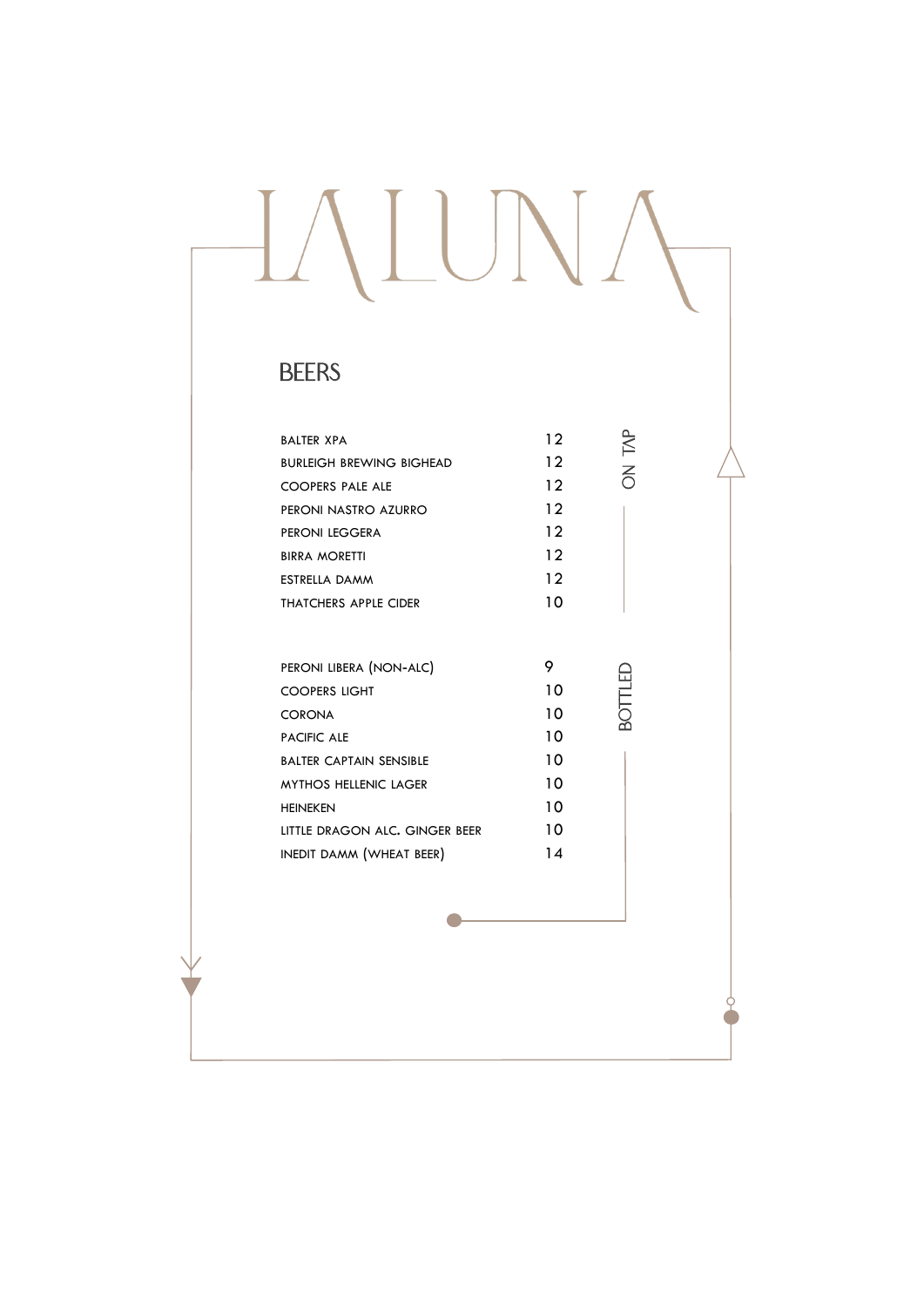# LALUNA

## BEERS

### ON TAP

| | |
|---|---|
| BALTER XPA | 12 |
| BURLEIGH BREWING BIGHEAD | 12 |
| COOPERS PALE ALE | 12 |
| PERONI NASTRO AZURRO | 12 |
| PERONI LEGGERA | 12 |
| BIRRA MORETTI | 12 |
| ESTRELLA DAMM | 12 |
| THATCHERS APPLE CIDER | 10 |

### BOTTLED

| | |
|---|---|
| PERONI LIBERA (NON-ALC) | 9 |
| COOPERS LIGHT | 10 |
| CORONA | 10 |
| PACIFIC ALE | 10 |
| BALTER CAPTAIN SENSIBLE | 10 |
| MYTHOS HELLENIC LAGER | 10 |
| HEINEKEN | 10 |
| LITTLE DRAGON ALC. GINGER BEER | 10 |
| INEDIT DAMM (WHEAT BEER) | 14 |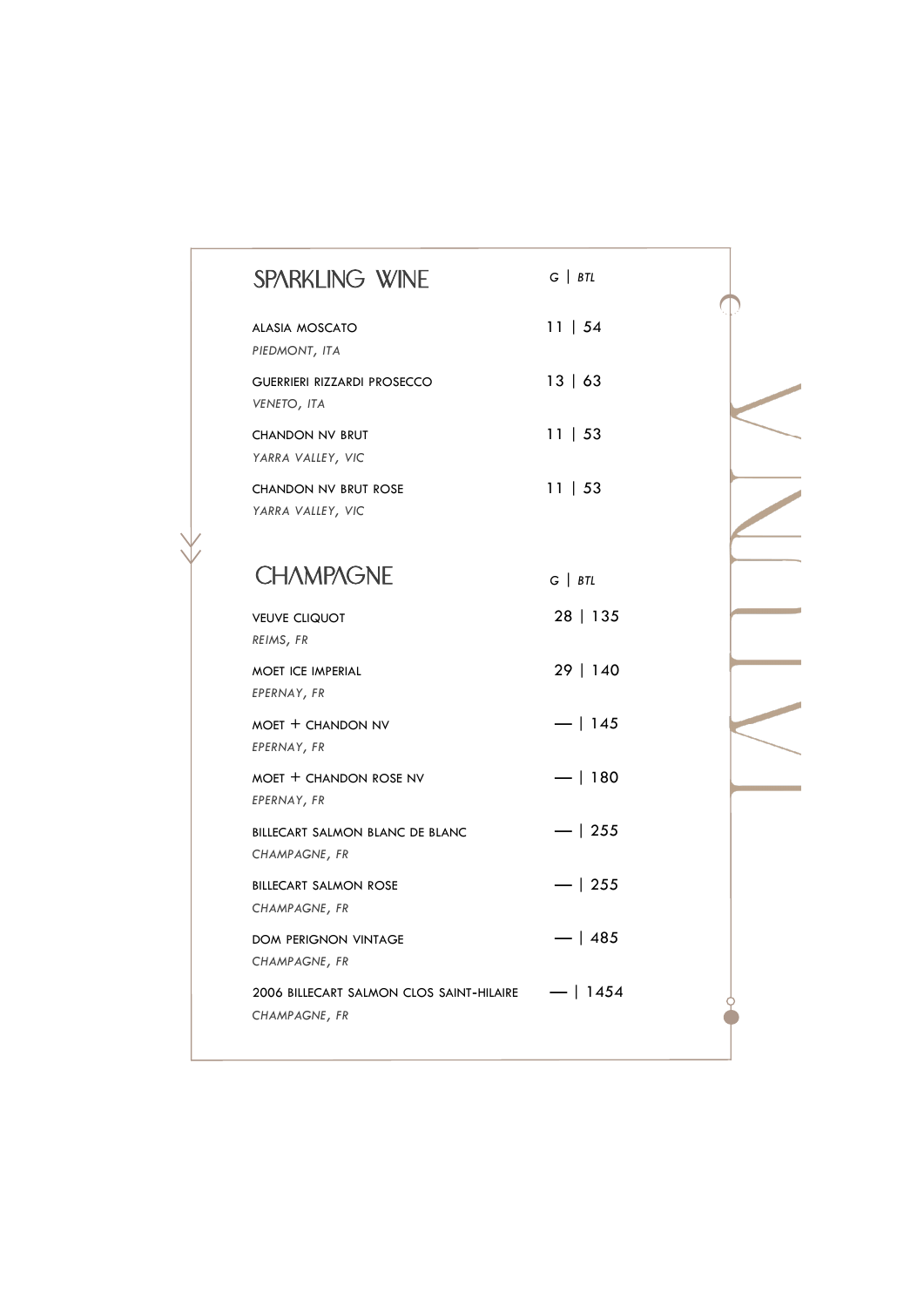## SPARKLING WINE

| | G \| BTL |
|---|---|
| ALASIA MOSCATO<br>*PIEDMONT, ITA* | 11 \| 54 |
| GUERRIERI RIZZARDI PROSECCO<br>*VENETO, ITA* | 13 \| 63 |
| CHANDON NV BRUT<br>*YARRA VALLEY, VIC* | 11 \| 53 |
| CHANDON NV BRUT ROSE<br>*YARRA VALLEY, VIC* | 11 \| 53 |

## CHAMPAGNE

| | G \| BTL |
|---|---|
| VEUVE CLIQUOT<br>*REIMS, FR* | 28 \| 135 |
| MOET ICE IMPERIAL<br>*EPERNAY, FR* | 29 \| 140 |
| MOET + CHANDON NV<br>*EPERNAY, FR* | — \| 145 |
| MOET + CHANDON ROSE NV<br>*EPERNAY, FR* | — \| 180 |
| BILLECART SALMON BLANC DE BLANC<br>*CHAMPAGNE, FR* | — \| 255 |
| BILLECART SALMON ROSE<br>*CHAMPAGNE, FR* | — \| 255 |
| DOM PERIGNON VINTAGE<br>*CHAMPAGNE, FR* | — \| 485 |
| 2006 BILLECART SALMON CLOS SAINT-HILAIRE<br>*CHAMPAGNE, FR* | — \| 1454 |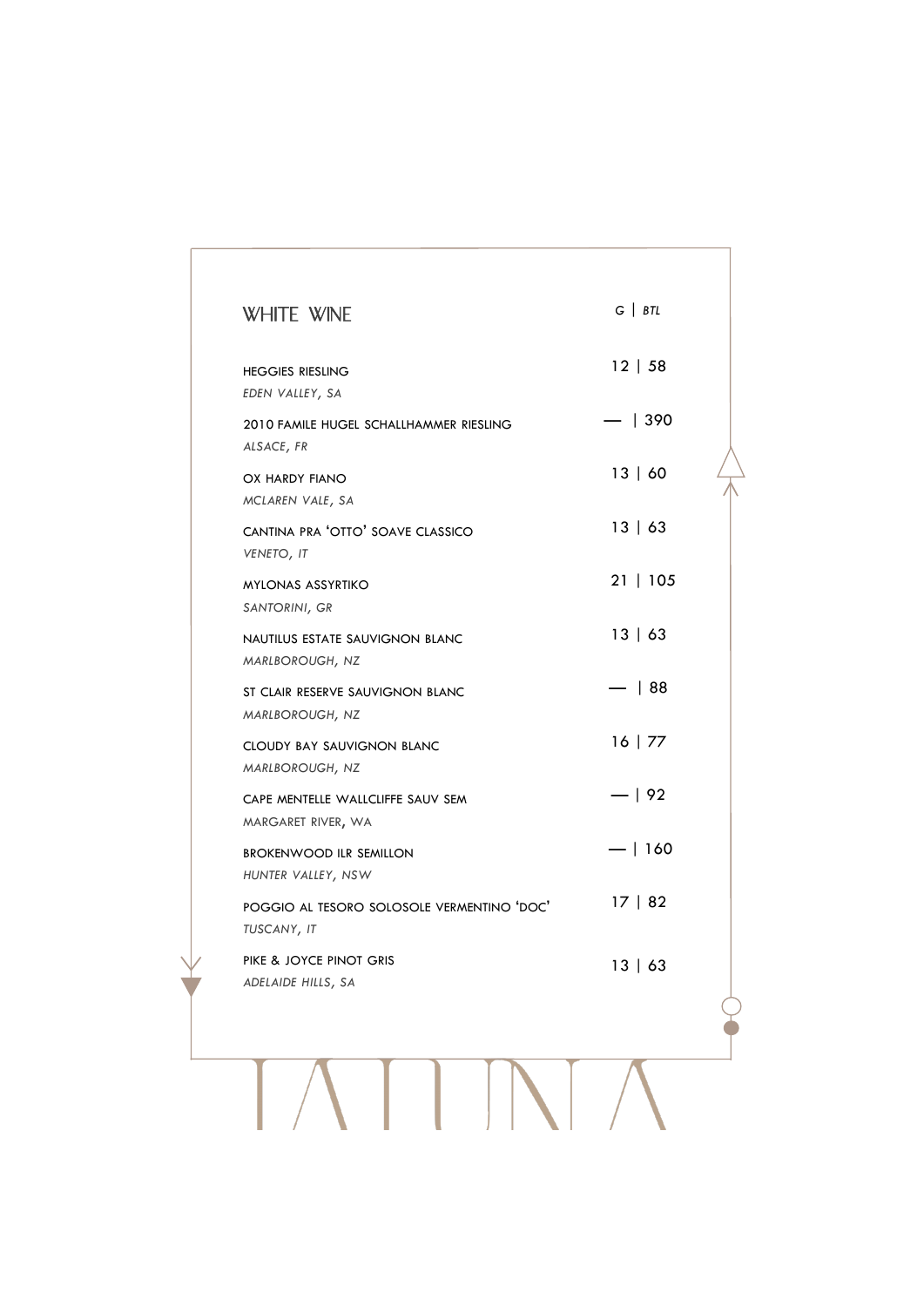## WHITE WINE

| | G \| BTL |
|---|---|
| HEGGIES RIESLING<br>*EDEN VALLEY, SA* | 12 \| 58 |
| 2010 FAMILE HUGEL SCHALLHAMMER RIESLING<br>*ALSACE, FR* | — \| 390 |
| OX HARDY FIANO<br>*MCLAREN VALE, SA* | 13 \| 60 |
| CANTINA PRA 'OTTO' SOAVE CLASSICO<br>*VENETO, IT* | 13 \| 63 |
| MYLONAS ASSYRTIKO<br>*SANTORINI, GR* | 21 \| 105 |
| NAUTILUS ESTATE SAUVIGNON BLANC<br>*MARLBOROUGH, NZ* | 13 \| 63 |
| ST CLAIR RESERVE SAUVIGNON BLANC<br>*MARLBOROUGH, NZ* | — \| 88 |
| CLOUDY BAY SAUVIGNON BLANC<br>*MARLBOROUGH, NZ* | 16 \| 77 |
| CAPE MENTELLE WALLCLIFFE SAUV SEM<br>*MARGARET RIVER, WA* | — \| 92 |
| BROKENWOOD ILR SEMILLON<br>*HUNTER VALLEY, NSW* | — \| 160 |
| POGGIO AL TESORO SOLOSOLE VERMENTINO 'DOC'<br>*TUSCANY, IT* | 17 \| 82 |
| PIKE & JOYCE PINOT GRIS<br>*ADELAIDE HILLS, SA* | 13 \| 63 |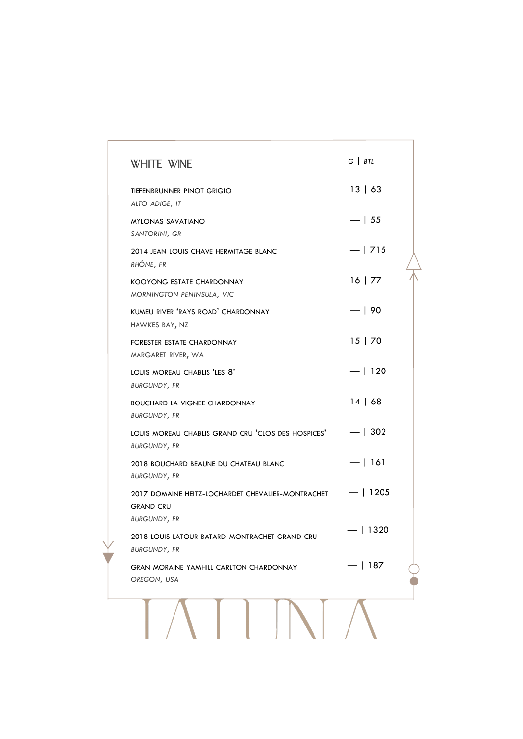## WHITE WINE

| | G | BTL |
|---|---|---|
| TIEFENBRUNNER PINOT GRIGIO<br>*ALTO ADIGE, IT* | 13 | 63 |
| MYLONAS SAVATIANO<br>*SANTORINI, GR* | — | 55 |
| 2014 JEAN LOUIS CHAVE HERMITAGE BLANC<br>*RHÔNE, FR* | — | 715 |
| KOOYONG ESTATE CHARDONNAY<br>*MORNINGTON PENINSULA, VIC* | 16 | 77 |
| KUMEU RIVER 'RAYS ROAD' CHARDONNAY<br>HAWKES BAY, NZ | — | 90 |
| FORESTER ESTATE CHARDONNAY<br>MARGARET RIVER, WA | 15 | 70 |
| LOUIS MOREAU CHABLIS 'LES 8'<br>*BURGUNDY, FR* | — | 120 |
| BOUCHARD LA VIGNEE CHARDONNAY<br>*BURGUNDY, FR* | 14 | 68 |
| LOUIS MOREAU CHABLIS GRAND CRU 'CLOS DES HOSPICES'<br>*BURGUNDY, FR* | — | 302 |
| 2018 BOUCHARD BEAUNE DU CHATEAU BLANC<br>*BURGUNDY, FR* | — | 161 |
| 2017 DOMAINE HEITZ-LOCHARDET CHEVALIER-MONTRACHET GRAND CRU<br>*BURGUNDY, FR* | — | 1205 |
| 2018 LOUIS LATOUR BATARD-MONTRACHET GRAND CRU<br>*BURGUNDY, FR* | — | 1320 |
| GRAN MORAINE YAMHILL CARLTON CHARDONNAY<br>*OREGON, USA* | — | 187 |

LAUNA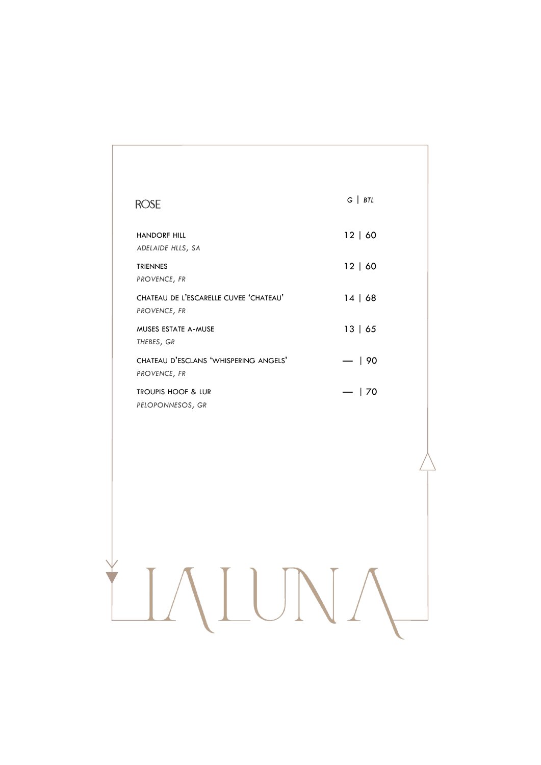## ROSE

| | G \| BTL |
|---|---|
| HANDORF HILL<br>*ADELAIDE HLLS, SA* | 12 \| 60 |
| TRIENNES<br>*PROVENCE, FR* | 12 \| 60 |
| CHATEAU DE L'ESCARELLE CUVEE 'CHATEAU'<br>*PROVENCE, FR* | 14 \| 68 |
| MUSES ESTATE A-MUSE<br>*THEBES, GR* | 13 \| 65 |
| CHATEAU D'ESCLANS 'WHISPERING ANGELS'<br>*PROVENCE, FR* | — \| 90 |
| TROUPIS HOOF & LUR<br>*PELOPONNESOS, GR* | — \| 70 |

LALUNA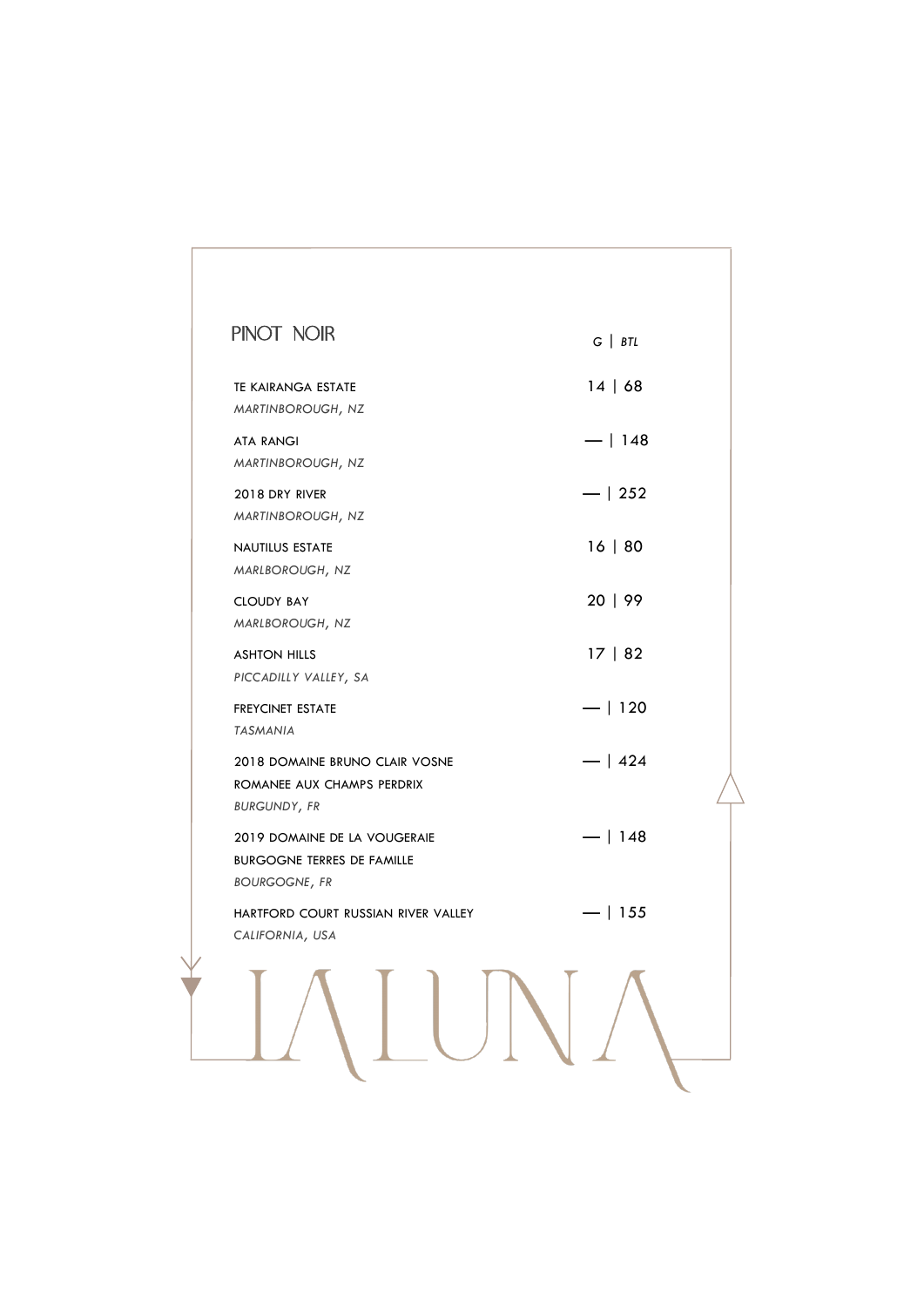## PINOT NOIR

| Wine | G \| BTL |
| --- | --- |
| TE KAIRANGA ESTATE<br>*MARTINBOROUGH, NZ* | 14 \| 68 |
| ATA RANGI<br>*MARTINBOROUGH, NZ* | — \| 148 |
| 2018 DRY RIVER<br>*MARTINBOROUGH, NZ* | — \| 252 |
| NAUTILUS ESTATE<br>*MARLBOROUGH, NZ* | 16 \| 80 |
| CLOUDY BAY<br>*MARLBOROUGH, NZ* | 20 \| 99 |
| ASHTON HILLS<br>*PICCADILLY VALLEY, SA* | 17 \| 82 |
| FREYCINET ESTATE<br>*TASMANIA* | — \| 120 |
| 2018 DOMAINE BRUNO CLAIR VOSNE ROMANEE AUX CHAMPS PERDRIX<br>*BURGUNDY, FR* | — \| 424 |
| 2019 DOMAINE DE LA VOUGERAIE BURGOGNE TERRES DE FAMILLE<br>*BOURGOGNE, FR* | — \| 148 |
| HARTFORD COURT RUSSIAN RIVER VALLEY<br>*CALIFORNIA, USA* | — \| 155 |

LA LUNA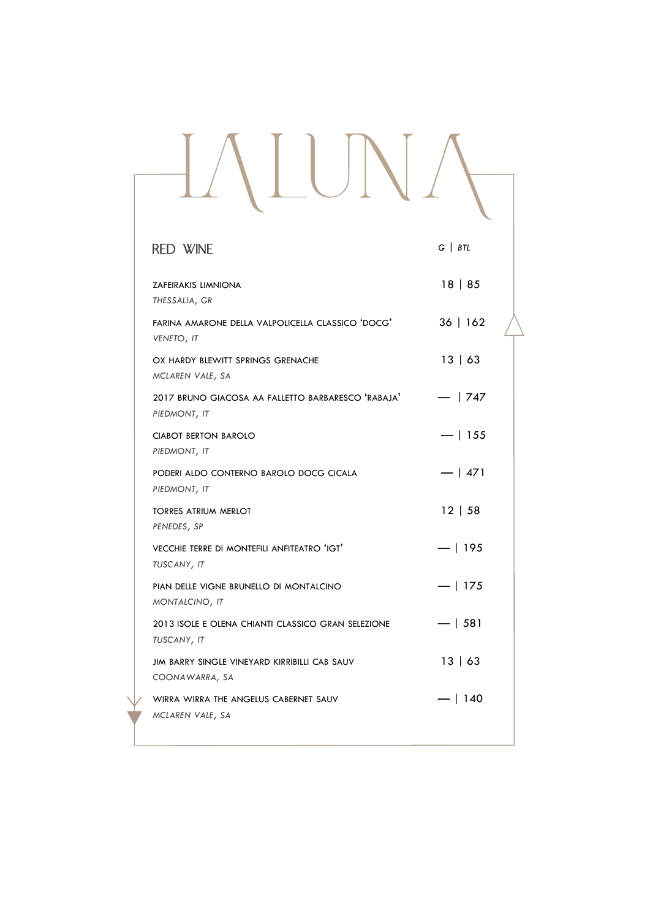# LA LUNA

## RED WINE

| | G \| *BTL* |
|---|---|
| ZAFEIRAKIS LIMNIONA<br>*THESSALIA, GR* | 18 \| 85 |
| FARINA AMARONE DELLA VALPOLICELLA CLASSICO 'DOCG'<br>*VENETO, IT* | 36 \| 162 |
| OX HARDY BLEWITT SPRINGS GRENACHE<br>*MCLAREN VALE, SA* | 13 \| 63 |
| 2017 BRUNO GIACOSA AA FALLETTO BARBARESCO 'RABAJA'<br>*PIEDMONT, IT* | — \| 747 |
| CIABOT BERTON BAROLO<br>*PIEDMONT, IT* | — \| 155 |
| PODERI ALDO CONTERNO BAROLO DOCG CICALA<br>*PIEDMONT, IT* | — \| 471 |
| TORRES ATRIUM MERLOT<br>*PENEDES, SP* | 12 \| 58 |
| VECCHIE TERRE DI MONTEFILI ANFITEATRO 'IGT'<br>*TUSCANY, IT* | — \| 195 |
| PIAN DELLE VIGNE BRUNELLO DI MONTALCINO<br>*MONTALCINO, IT* | — \| 175 |
| 2013 ISOLE E OLENA CHIANTI CLASSICO GRAN SELEZIONE<br>*TUSCANY, IT* | — \| 581 |
| JIM BARRY SINGLE VINEYARD KIRRIBILLI CAB SAUV<br>*COONAWARRA, SA* | 13 \| 63 |
| WIRRA WIRRA THE ANGELUS CABERNET SAUV<br>*MCLAREN VALE, SA* | — \| 140 |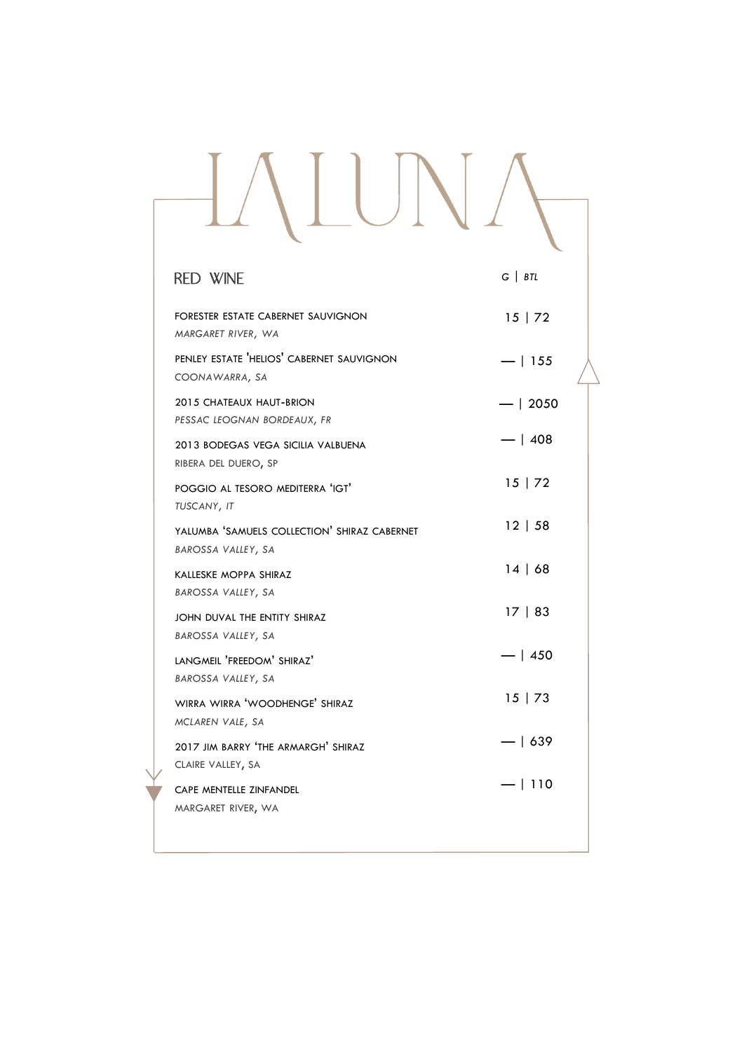# LALUNA

## RED WINE

| | G \| BTL |
|---|---|
| FORESTER ESTATE CABERNET SAUVIGNON<br>*MARGARET RIVER, WA* | 15 \| 72 |
| PENLEY ESTATE 'HELIOS' CABERNET SAUVIGNON<br>COONAWARRA, SA | — \| 155 |
| 2015 CHATEAUX HAUT-BRION<br>*PESSAC LEOGNAN BORDEAUX, FR* | — \| 2050 |
| 2013 BODEGAS VEGA SICILIA VALBUENA<br>RIBERA DEL DUERO, SP | — \| 408 |
| POGGIO AL TESORO MEDITERRA 'IGT'<br>*TUSCANY, IT* | 15 \| 72 |
| YALUMBA 'SAMUELS COLLECTION' SHIRAZ CABERNET<br>*BAROSSA VALLEY, SA* | 12 \| 58 |
| KALLESKE MOPPA SHIRAZ<br>*BAROSSA VALLEY, SA* | 14 \| 68 |
| JOHN DUVAL THE ENTITY SHIRAZ<br>*BAROSSA VALLEY, SA* | 17 \| 83 |
| LANGMEIL 'FREEDOM' SHIRAZ'<br>*BAROSSA VALLEY, SA* | — \| 450 |
| WIRRA WIRRA 'WOODHENGE' SHIRAZ<br>*MCLAREN VALE, SA* | 15 \| 73 |
| 2017 JIM BARRY 'THE ARMARGH' SHIRAZ<br>CLAIRE VALLEY, SA | — \| 639 |
| CAPE MENTELLE ZINFANDEL<br>MARGARET RIVER, WA | — \| 110 |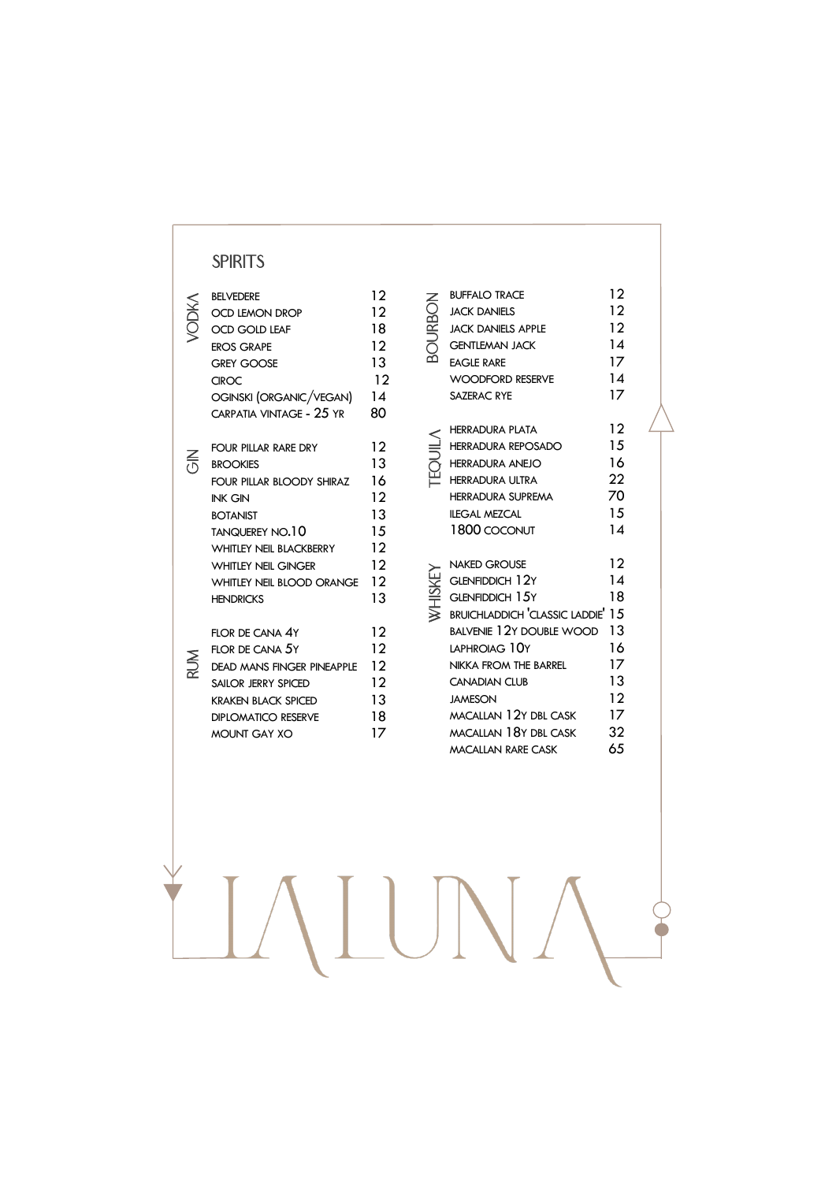# SPIRITS

## VODKA

| Item | Price |
|---|---|
| BELVEDERE | 12 |
| OCD LEMON DROP | 12 |
| OCD GOLD LEAF | 18 |
| EROS GRAPE | 12 |
| GREY GOOSE | 13 |
| CIROC | 12 |
| OGINSKI (ORGANIC/VEGAN) | 14 |
| CARPATIA VINTAGE - 25 YR | 80 |

## GIN

| Item | Price |
|---|---|
| FOUR PILLAR RARE DRY | 12 |
| BROOKIES | 13 |
| FOUR PILLAR BLOODY SHIRAZ | 16 |
| INK GIN | 12 |
| BOTANIST | 13 |
| TANQUEREY NO.10 | 15 |
| WHITLEY NEIL BLACKBERRY | 12 |
| WHITLEY NEIL GINGER | 12 |
| WHITLEY NEIL BLOOD ORANGE | 12 |
| HENDRICKS | 13 |

## RUM

| Item | Price |
|---|---|
| FLOR DE CANA 4Y | 12 |
| FLOR DE CANA 5Y | 12 |
| DEAD MANS FINGER PINEAPPLE | 12 |
| SAILOR JERRY SPICED | 12 |
| KRAKEN BLACK SPICED | 13 |
| DIPLOMATICO RESERVE | 18 |
| MOUNT GAY XO | 17 |

## BOURBON

| Item | Price |
|---|---|
| BUFFALO TRACE | 12 |
| JACK DANIELS | 12 |
| JACK DANIELS APPLE | 12 |
| GENTLEMAN JACK | 14 |
| EAGLE RARE | 17 |
| WOODFORD RESERVE | 14 |
| SAZERAC RYE | 17 |

## TEQUILA

| Item | Price |
|---|---|
| HERRADURA PLATA | 12 |
| HERRADURA REPOSADO | 15 |
| HERRADURA ANEJO | 16 |
| HERRADURA ULTRA | 22 |
| HERRADURA SUPREMA | 70 |
| ILEGAL MEZCAL | 15 |
| 1800 COCONUT | 14 |

## WHISKEY

| Item | Price |
|---|---|
| NAKED GROUSE | 12 |
| GLENFIDDICH 12Y | 14 |
| GLENFIDDICH 15Y | 18 |
| BRUICHLADDICH 'CLASSIC LADDIE' | 15 |
| BALVENIE 12Y DOUBLE WOOD | 13 |
| LAPHROIAG 10Y | 16 |
| NIKKA FROM THE BARREL | 17 |
| CANADIAN CLUB | 13 |
| JAMESON | 12 |
| MACALLAN 12Y DBL CASK | 17 |
| MACALLAN 18Y DBL CASK | 32 |
| MACALLAN RARE CASK | 65 |

LALUNA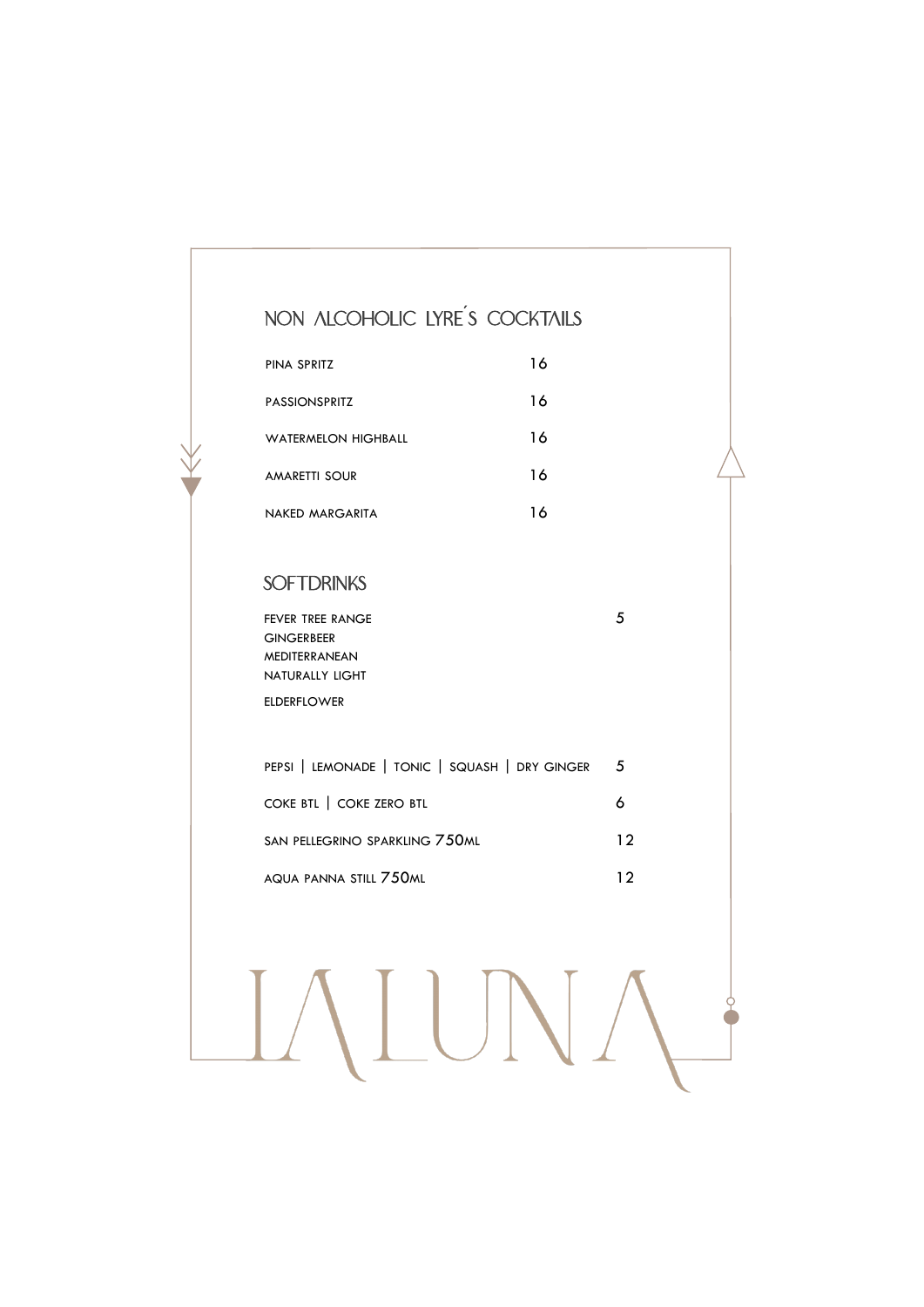## NON ALCOHOLIC LYRE´S COCKTAILS

| | |
|---|---|
| PINA SPRITZ | 16 |
| PASSIONSPRITZ | 16 |
| WATERMELON HIGHBALL | 16 |
| AMARETTI SOUR | 16 |
| NAKED MARGARITA | 16 |

## SOFTDRINKS

| | |
|---|---|
| FEVER TREE RANGE<br>GINGERBEER<br>MEDITERRANEAN<br>NATURALLY LIGHT<br>ELDERFLOWER | 5 |
| PEPSI \| LEMONADE \| TONIC \| SQUASH \| DRY GINGER | 5 |
| COKE BTL \| COKE ZERO BTL | 6 |
| SAN PELLEGRINO SPARKLING 750ML | 12 |
| AQUA PANNA STILL 750ML | 12 |

LALUNA